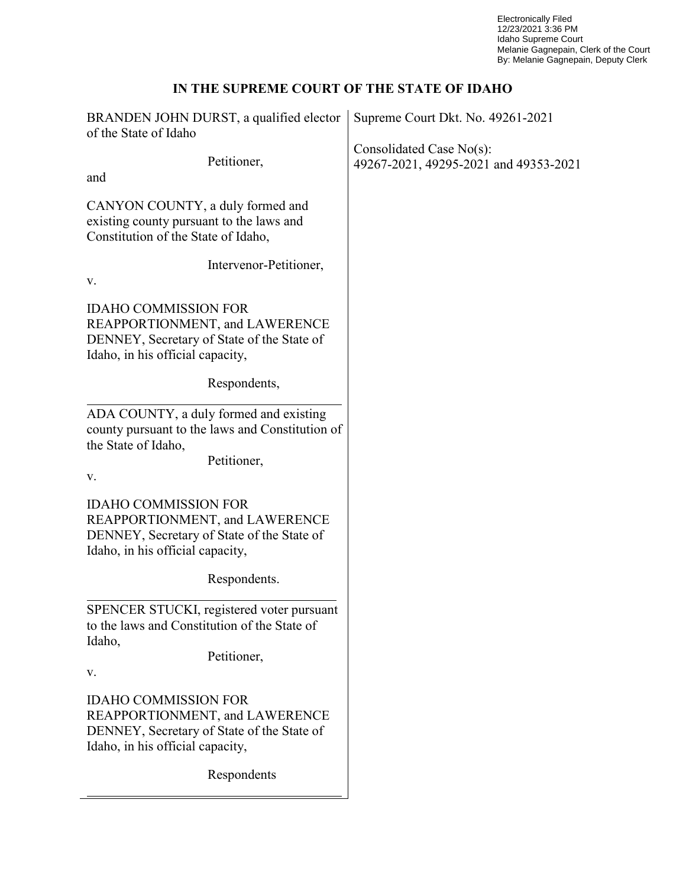Electronically Filed
12/23/2021 3:36 PM
Idaho Supreme Court
Melanie Gagnepain, Clerk of the Court
By: Melanie Gagnepain, Deputy Clerk

# IN THE SUPREME COURT OF THE STATE OF IDAHO

| | |
|---|---|
| BRANDEN JOHN DURST, a qualified elector of the State of Idaho<br><br>Petitioner,<br><br>and<br><br>CANYON COUNTY, a duly formed and existing county pursuant to the laws and Constitution of the State of Idaho,<br><br>Intervenor-Petitioner,<br><br>v.<br><br>IDAHO COMMISSION FOR REAPPORTIONMENT, and LAWERENCE DENNEY, Secretary of State of the State of Idaho, in his official capacity,<br><br>Respondents, | Supreme Court Dkt. No. 49261-2021<br><br>Consolidated Case No(s):<br>49267-2021, 49295-2021 and 49353-2021 |
| ADA COUNTY, a duly formed and existing county pursuant to the laws and Constitution of the State of Idaho,<br><br>Petitioner,<br><br>v.<br><br>IDAHO COMMISSION FOR REAPPORTIONMENT, and LAWERENCE DENNEY, Secretary of State of the State of Idaho, in his official capacity,<br><br>Respondents. | |
| SPENCER STUCKI, registered voter pursuant to the laws and Constitution of the State of Idaho,<br><br>Petitioner,<br><br>v.<br><br>IDAHO COMMISSION FOR REAPPORTIONMENT, and LAWERENCE DENNEY, Secretary of State of the State of Idaho, in his official capacity,<br><br>Respondents | |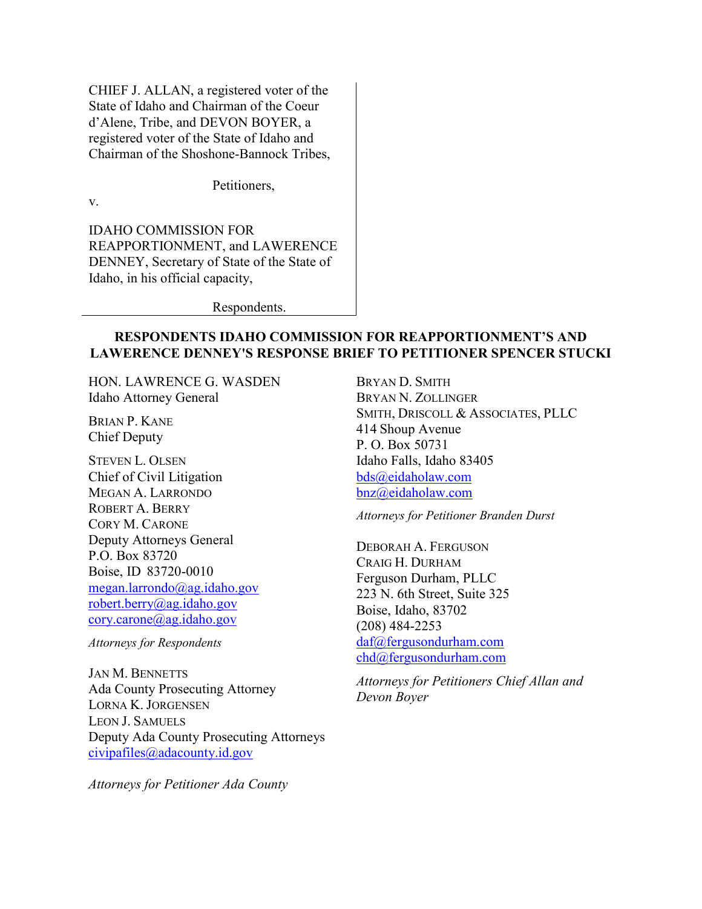CHIEF J. ALLAN, a registered voter of the State of Idaho and Chairman of the Coeur d'Alene, Tribe, and DEVON BOYER, a registered voter of the State of Idaho and Chairman of the Shoshone-Bannock Tribes,

Petitioners,

v.

IDAHO COMMISSION FOR REAPPORTIONMENT, and LAWERENCE DENNEY, Secretary of State of the State of Idaho, in his official capacity,

Respondents.

**RESPONDENTS IDAHO COMMISSION FOR REAPPORTIONMENT'S AND LAWERENCE DENNEY'S RESPONSE BRIEF TO PETITIONER SPENCER STUCKI**

HON. LAWRENCE G. WASDEN
Idaho Attorney General

BRIAN P. KANE
Chief Deputy

STEVEN L. OLSEN
Chief of Civil Litigation
MEGAN A. LARRONDO
ROBERT A. BERRY
CORY M. CARONE
Deputy Attorneys General
P.O. Box 83720
Boise, ID 83720-0010
megan.larrondo@ag.idaho.gov
robert.berry@ag.idaho.gov
cory.carone@ag.idaho.gov

*Attorneys for Respondents*

JAN M. BENNETTS
Ada County Prosecuting Attorney
LORNA K. JORGENSEN
LEON J. SAMUELS
Deputy Ada County Prosecuting Attorneys
civipafiles@adacounty.id.gov

*Attorneys for Petitioner Ada County*

BRYAN D. SMITH
BRYAN N. ZOLLINGER
SMITH, DRISCOLL & ASSOCIATES, PLLC
414 Shoup Avenue
P. O. Box 50731
Idaho Falls, Idaho 83405
bds@eidaholaw.com
bnz@eidaholaw.com

*Attorneys for Petitioner Branden Durst*

DEBORAH A. FERGUSON
CRAIG H. DURHAM
Ferguson Durham, PLLC
223 N. 6th Street, Suite 325
Boise, Idaho, 83702
(208) 484-2253
daf@fergusondurham.com
chd@fergusondurham.com

*Attorneys for Petitioners Chief Allan and Devon Boyer*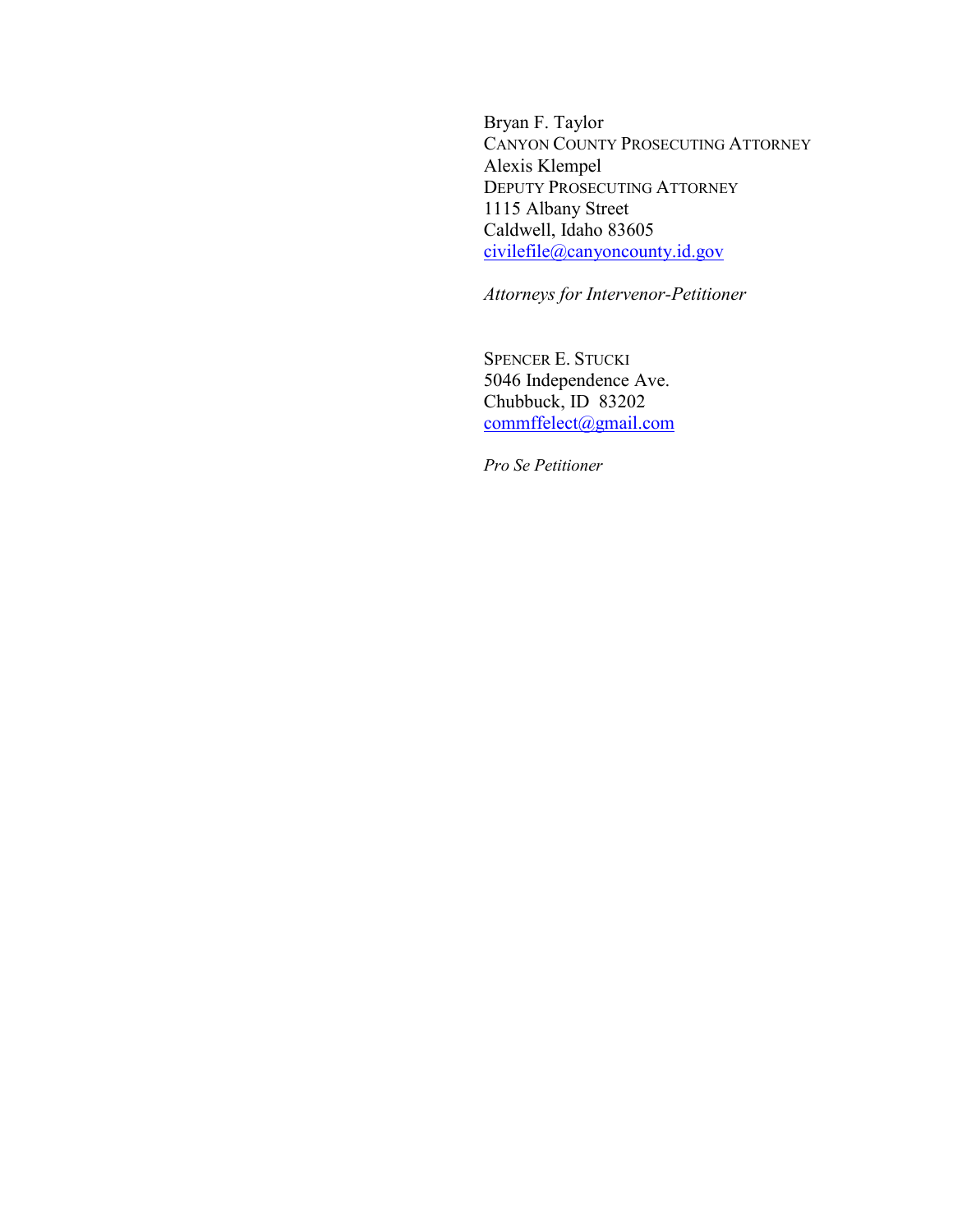Bryan F. Taylor
CANYON COUNTY PROSECUTING ATTORNEY
Alexis Klempel
DEPUTY PROSECUTING ATTORNEY
1115 Albany Street
Caldwell, Idaho 83605
civilefile@canyoncounty.id.gov

*Attorneys for Intervenor-Petitioner*

SPENCER E. STUCKI
5046 Independence Ave.
Chubbuck, ID 83202
commffelect@gmail.com

*Pro Se Petitioner*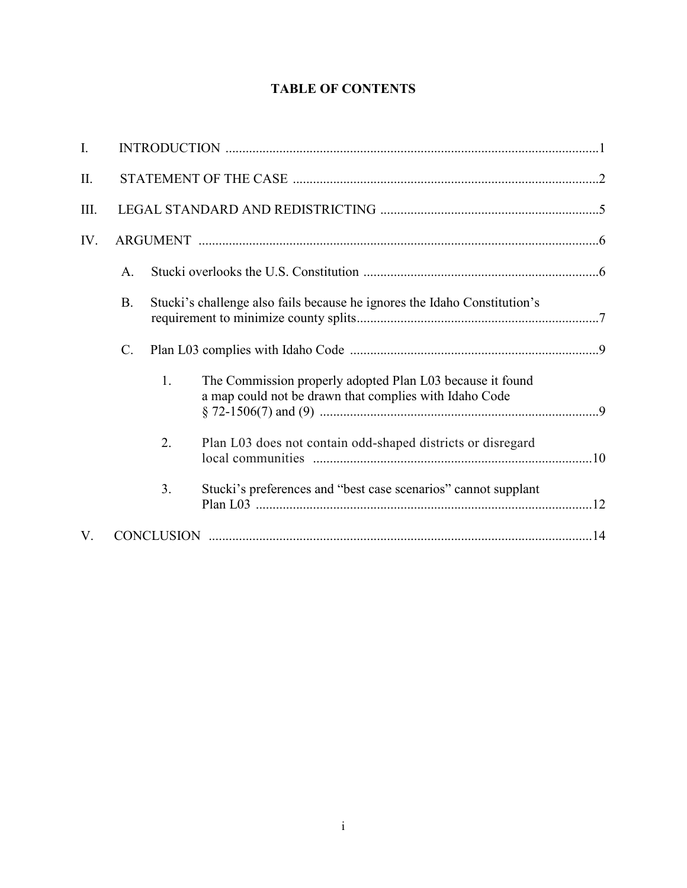# TABLE OF CONTENTS

I. INTRODUCTION ....................................................................................................1

II. STATEMENT OF THE CASE ..................................................................................2

III. LEGAL STANDARD AND REDISTRICTING ...........................................................5

IV. ARGUMENT ........................................................................................................6

- A. Stucki overlooks the U.S. Constitution ..........................................................6
- B. Stucki's challenge also fails because he ignores the Idaho Constitution's requirement to minimize county splits..........................................................7
- C. Plan L03 complies with Idaho Code ..............................................................9
  - 1. The Commission properly adopted Plan L03 because it found a map could not be drawn that complies with Idaho Code § 72-1506(7) and (9) ..............................................................9
  - 2. Plan L03 does not contain odd-shaped districts or disregard local communities ..............................................................10
  - 3. Stucki's preferences and "best case scenarios" cannot supplant Plan L03 ..............................................................12

V. CONCLUSION ....................................................................................................14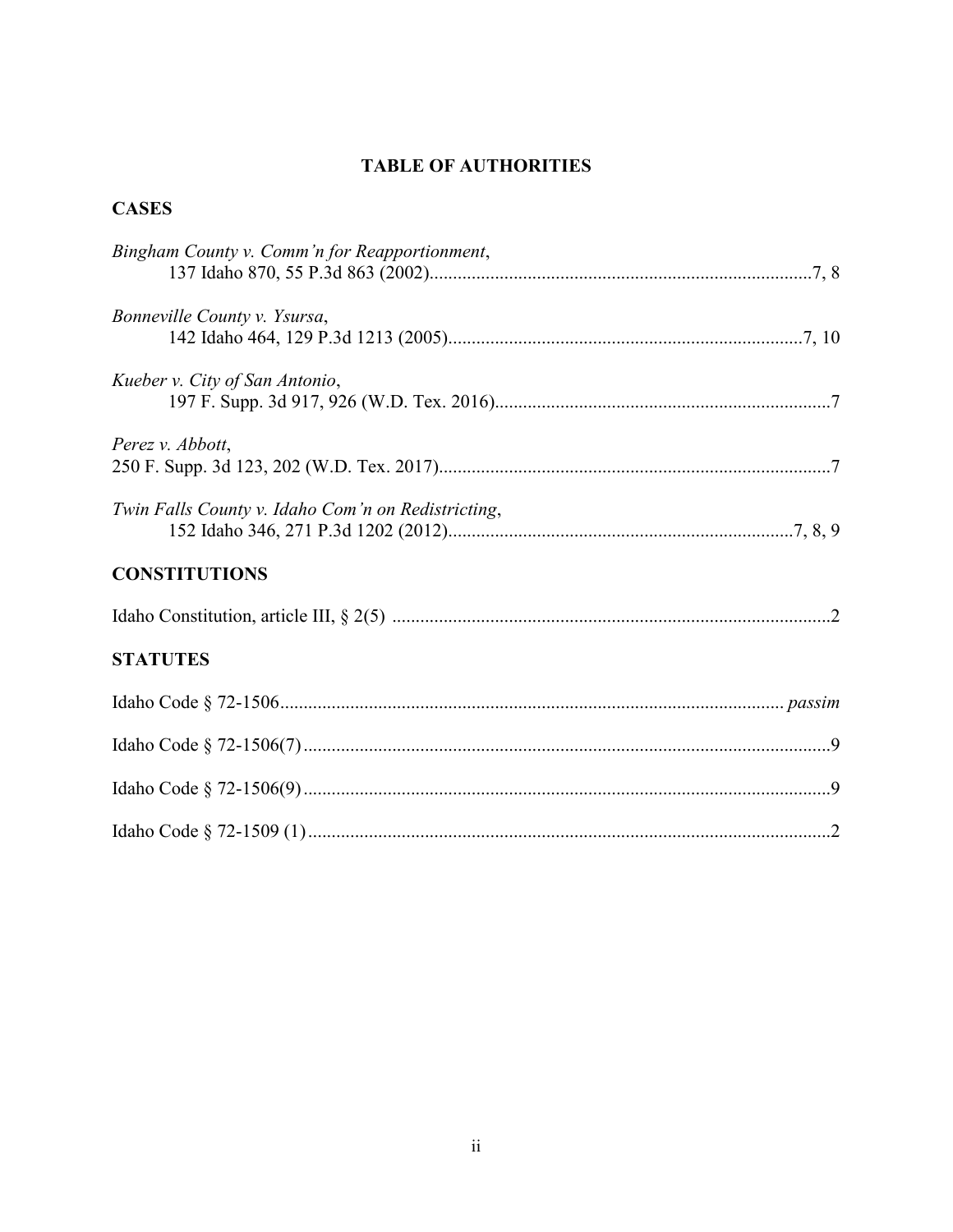**TABLE OF AUTHORITIES**

**CASES**

*Bingham County v. Comm'n for Reapportionment*,
137 Idaho 870, 55 P.3d 863 (2002)....................7, 8

*Bonneville County v. Ysursa*,
142 Idaho 464, 129 P.3d 1213 (2005)....................7, 10

*Kueber v. City of San Antonio*,
197 F. Supp. 3d 917, 926 (W.D. Tex. 2016)....................7

*Perez v. Abbott*,
250 F. Supp. 3d 123, 202 (W.D. Tex. 2017)....................7

*Twin Falls County v. Idaho Com'n on Redistricting*,
152 Idaho 346, 271 P.3d 1202 (2012)....................7, 8, 9

**CONSTITUTIONS**

Idaho Constitution, article III, § 2(5) ....................2

**STATUTES**

Idaho Code § 72-1506.................... *passim*

Idaho Code § 72-1506(7)....................9

Idaho Code § 72-1506(9)....................9

Idaho Code § 72-1509 (1)....................2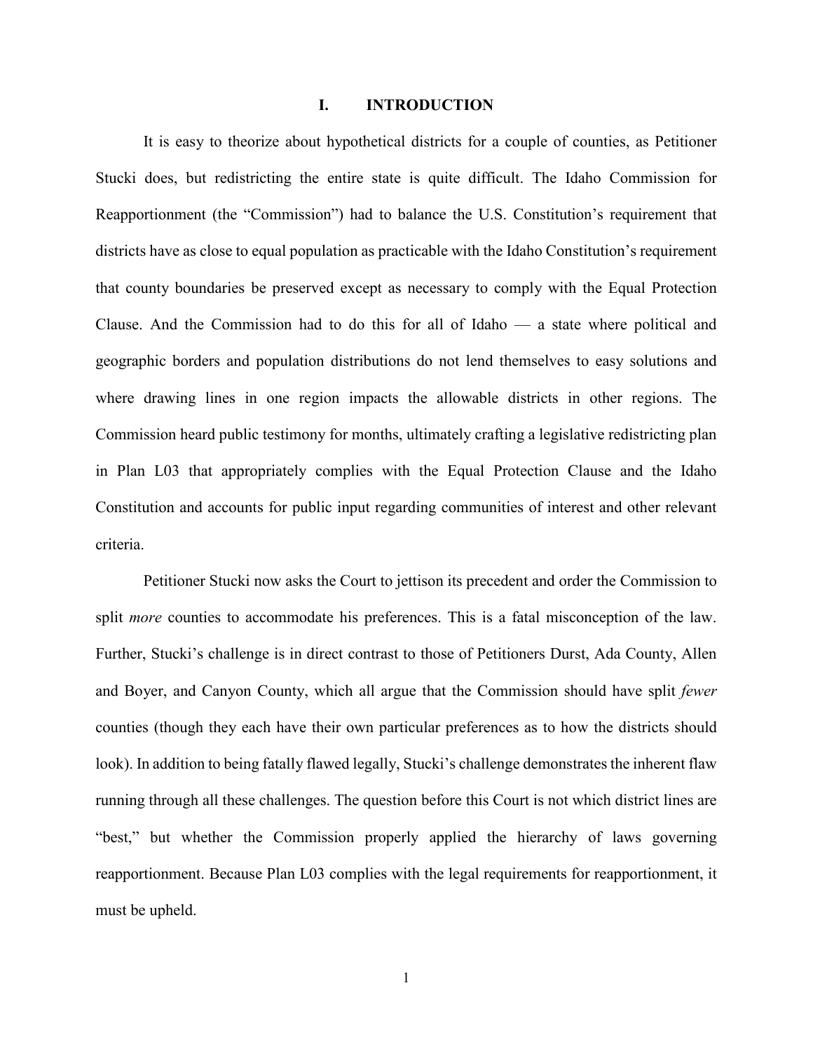# I. INTRODUCTION

It is easy to theorize about hypothetical districts for a couple of counties, as Petitioner Stucki does, but redistricting the entire state is quite difficult. The Idaho Commission for Reapportionment (the "Commission") had to balance the U.S. Constitution's requirement that districts have as close to equal population as practicable with the Idaho Constitution's requirement that county boundaries be preserved except as necessary to comply with the Equal Protection Clause. And the Commission had to do this for all of Idaho — a state where political and geographic borders and population distributions do not lend themselves to easy solutions and where drawing lines in one region impacts the allowable districts in other regions. The Commission heard public testimony for months, ultimately crafting a legislative redistricting plan in Plan L03 that appropriately complies with the Equal Protection Clause and the Idaho Constitution and accounts for public input regarding communities of interest and other relevant criteria.

Petitioner Stucki now asks the Court to jettison its precedent and order the Commission to split *more* counties to accommodate his preferences. This is a fatal misconception of the law. Further, Stucki's challenge is in direct contrast to those of Petitioners Durst, Ada County, Allen and Boyer, and Canyon County, which all argue that the Commission should have split *fewer* counties (though they each have their own particular preferences as to how the districts should look). In addition to being fatally flawed legally, Stucki's challenge demonstrates the inherent flaw running through all these challenges. The question before this Court is not which district lines are "best," but whether the Commission properly applied the hierarchy of laws governing reapportionment. Because Plan L03 complies with the legal requirements for reapportionment, it must be upheld.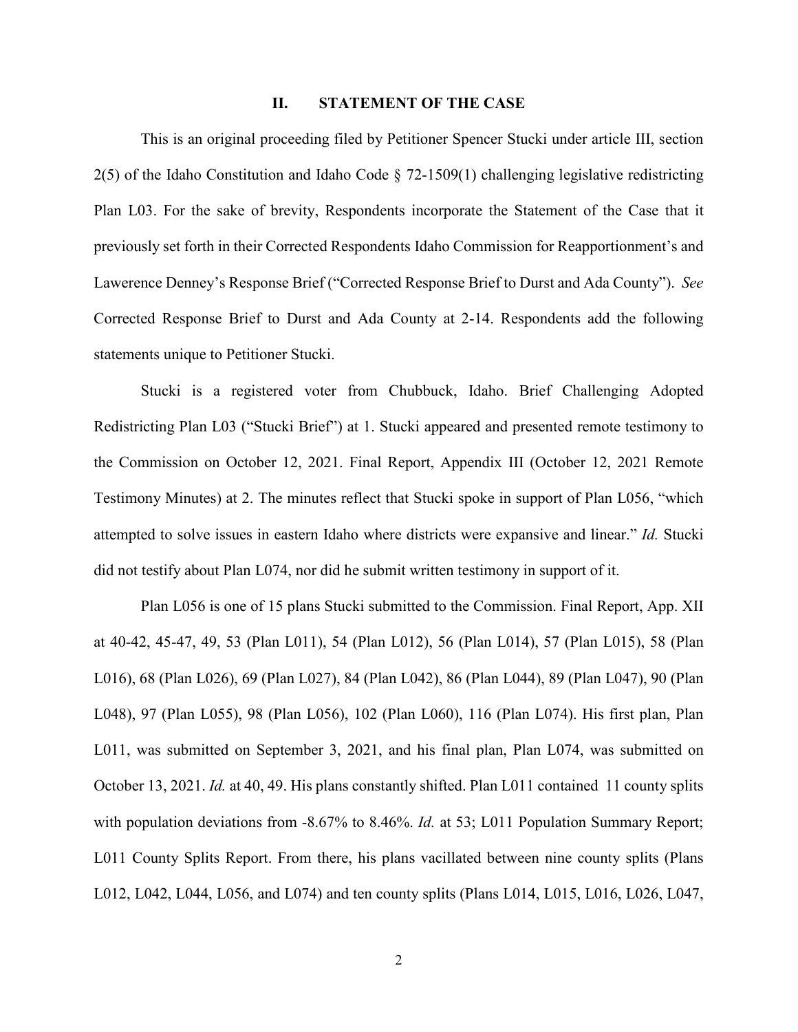## II. STATEMENT OF THE CASE

This is an original proceeding filed by Petitioner Spencer Stucki under article III, section 2(5) of the Idaho Constitution and Idaho Code § 72-1509(1) challenging legislative redistricting Plan L03. For the sake of brevity, Respondents incorporate the Statement of the Case that it previously set forth in their Corrected Respondents Idaho Commission for Reapportionment's and Lawerence Denney's Response Brief ("Corrected Response Brief to Durst and Ada County"). *See* Corrected Response Brief to Durst and Ada County at 2-14. Respondents add the following statements unique to Petitioner Stucki.

Stucki is a registered voter from Chubbuck, Idaho. Brief Challenging Adopted Redistricting Plan L03 ("Stucki Brief") at 1. Stucki appeared and presented remote testimony to the Commission on October 12, 2021. Final Report, Appendix III (October 12, 2021 Remote Testimony Minutes) at 2. The minutes reflect that Stucki spoke in support of Plan L056, "which attempted to solve issues in eastern Idaho where districts were expansive and linear." *Id.* Stucki did not testify about Plan L074, nor did he submit written testimony in support of it.

Plan L056 is one of 15 plans Stucki submitted to the Commission. Final Report, App. XII at 40-42, 45-47, 49, 53 (Plan L011), 54 (Plan L012), 56 (Plan L014), 57 (Plan L015), 58 (Plan L016), 68 (Plan L026), 69 (Plan L027), 84 (Plan L042), 86 (Plan L044), 89 (Plan L047), 90 (Plan L048), 97 (Plan L055), 98 (Plan L056), 102 (Plan L060), 116 (Plan L074). His first plan, Plan L011, was submitted on September 3, 2021, and his final plan, Plan L074, was submitted on October 13, 2021. *Id.* at 40, 49. His plans constantly shifted. Plan L011 contained 11 county splits with population deviations from -8.67% to 8.46%. *Id.* at 53; L011 Population Summary Report; L011 County Splits Report. From there, his plans vacillated between nine county splits (Plans L012, L042, L044, L056, and L074) and ten county splits (Plans L014, L015, L016, L026, L047,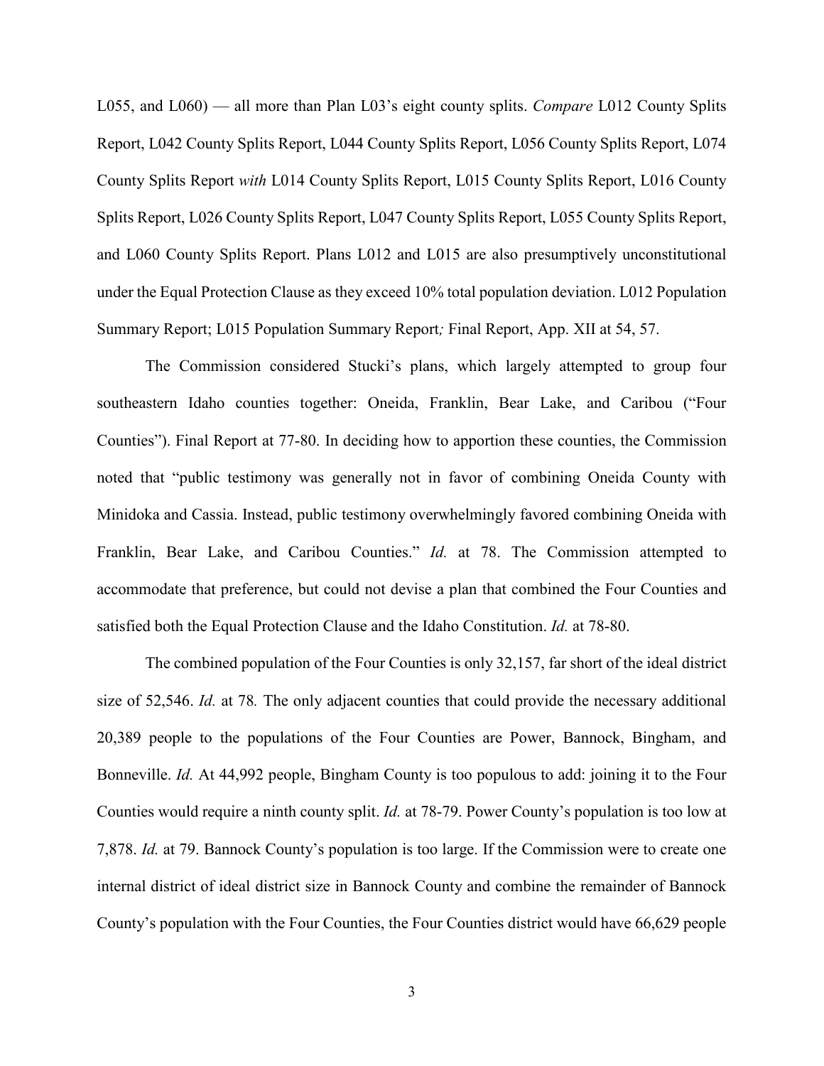L055, and L060) — all more than Plan L03's eight county splits. *Compare* L012 County Splits Report, L042 County Splits Report, L044 County Splits Report, L056 County Splits Report, L074 County Splits Report *with* L014 County Splits Report, L015 County Splits Report, L016 County Splits Report, L026 County Splits Report, L047 County Splits Report, L055 County Splits Report, and L060 County Splits Report. Plans L012 and L015 are also presumptively unconstitutional under the Equal Protection Clause as they exceed 10% total population deviation. L012 Population Summary Report; L015 Population Summary Report*;* Final Report, App. XII at 54, 57.

The Commission considered Stucki's plans, which largely attempted to group four southeastern Idaho counties together: Oneida, Franklin, Bear Lake, and Caribou ("Four Counties"). Final Report at 77-80. In deciding how to apportion these counties, the Commission noted that "public testimony was generally not in favor of combining Oneida County with Minidoka and Cassia. Instead, public testimony overwhelmingly favored combining Oneida with Franklin, Bear Lake, and Caribou Counties." *Id.* at 78. The Commission attempted to accommodate that preference, but could not devise a plan that combined the Four Counties and satisfied both the Equal Protection Clause and the Idaho Constitution. *Id.* at 78-80.

The combined population of the Four Counties is only 32,157, far short of the ideal district size of 52,546. *Id.* at 78*.* The only adjacent counties that could provide the necessary additional 20,389 people to the populations of the Four Counties are Power, Bannock, Bingham, and Bonneville. *Id.* At 44,992 people, Bingham County is too populous to add: joining it to the Four Counties would require a ninth county split. *Id.* at 78-79. Power County's population is too low at 7,878. *Id.* at 79. Bannock County's population is too large. If the Commission were to create one internal district of ideal district size in Bannock County and combine the remainder of Bannock County's population with the Four Counties, the Four Counties district would have 66,629 people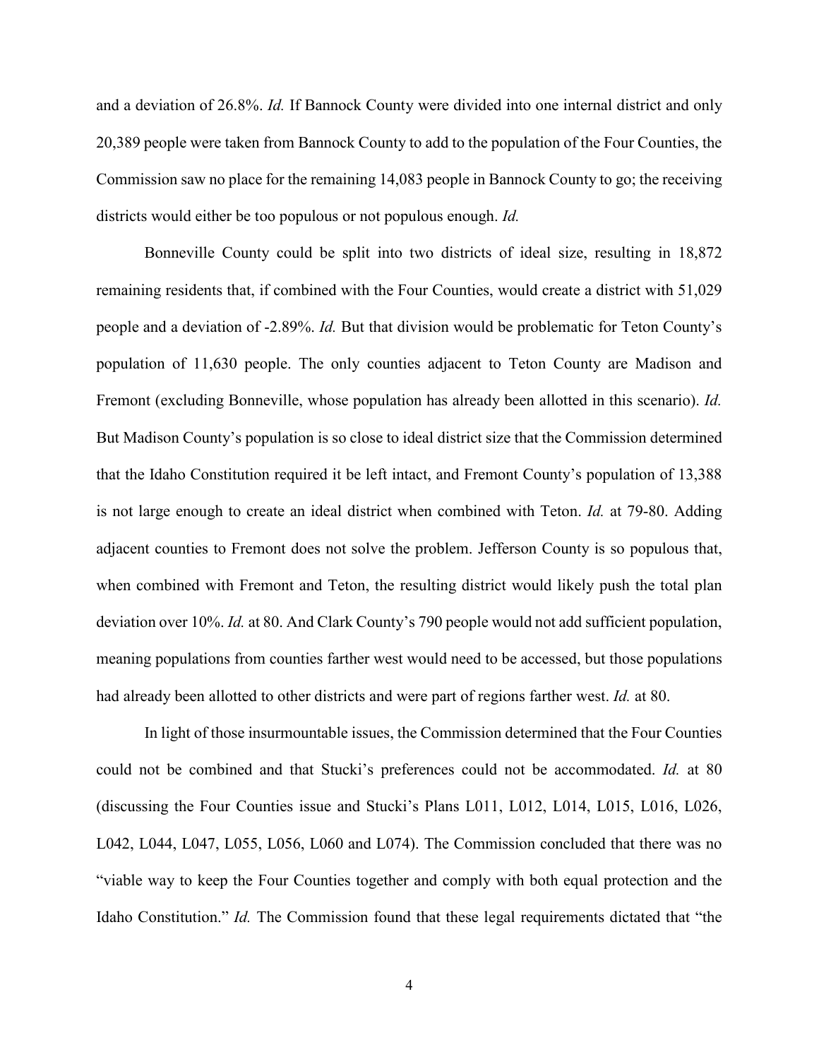and a deviation of 26.8%. *Id.* If Bannock County were divided into one internal district and only 20,389 people were taken from Bannock County to add to the population of the Four Counties, the Commission saw no place for the remaining 14,083 people in Bannock County to go; the receiving districts would either be too populous or not populous enough. *Id.*

Bonneville County could be split into two districts of ideal size, resulting in 18,872 remaining residents that, if combined with the Four Counties, would create a district with 51,029 people and a deviation of -2.89%. *Id.* But that division would be problematic for Teton County's population of 11,630 people. The only counties adjacent to Teton County are Madison and Fremont (excluding Bonneville, whose population has already been allotted in this scenario). *Id.* But Madison County's population is so close to ideal district size that the Commission determined that the Idaho Constitution required it be left intact, and Fremont County's population of 13,388 is not large enough to create an ideal district when combined with Teton. *Id.* at 79-80. Adding adjacent counties to Fremont does not solve the problem. Jefferson County is so populous that, when combined with Fremont and Teton, the resulting district would likely push the total plan deviation over 10%. *Id.* at 80. And Clark County's 790 people would not add sufficient population, meaning populations from counties farther west would need to be accessed, but those populations had already been allotted to other districts and were part of regions farther west. *Id.* at 80.

In light of those insurmountable issues, the Commission determined that the Four Counties could not be combined and that Stucki's preferences could not be accommodated. *Id.* at 80 (discussing the Four Counties issue and Stucki's Plans L011, L012, L014, L015, L016, L026, L042, L044, L047, L055, L056, L060 and L074). The Commission concluded that there was no "viable way to keep the Four Counties together and comply with both equal protection and the Idaho Constitution." *Id.* The Commission found that these legal requirements dictated that "the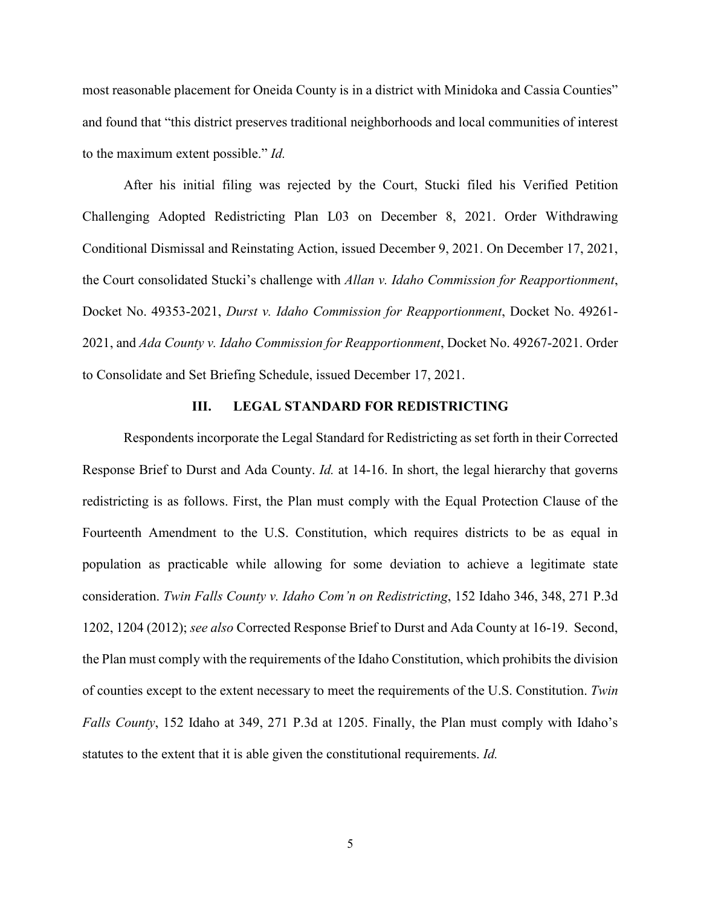most reasonable placement for Oneida County is in a district with Minidoka and Cassia Counties" and found that "this district preserves traditional neighborhoods and local communities of interest to the maximum extent possible." *Id.*

After his initial filing was rejected by the Court, Stucki filed his Verified Petition Challenging Adopted Redistricting Plan L03 on December 8, 2021. Order Withdrawing Conditional Dismissal and Reinstating Action, issued December 9, 2021. On December 17, 2021, the Court consolidated Stucki's challenge with *Allan v. Idaho Commission for Reapportionment*, Docket No. 49353-2021, *Durst v. Idaho Commission for Reapportionment*, Docket No. 49261-2021, and *Ada County v. Idaho Commission for Reapportionment*, Docket No. 49267-2021. Order to Consolidate and Set Briefing Schedule, issued December 17, 2021.

## III. LEGAL STANDARD FOR REDISTRICTING

Respondents incorporate the Legal Standard for Redistricting as set forth in their Corrected Response Brief to Durst and Ada County. *Id.* at 14-16. In short, the legal hierarchy that governs redistricting is as follows. First, the Plan must comply with the Equal Protection Clause of the Fourteenth Amendment to the U.S. Constitution, which requires districts to be as equal in population as practicable while allowing for some deviation to achieve a legitimate state consideration. *Twin Falls County v. Idaho Com'n on Redistricting*, 152 Idaho 346, 348, 271 P.3d 1202, 1204 (2012); *see also* Corrected Response Brief to Durst and Ada County at 16-19. Second, the Plan must comply with the requirements of the Idaho Constitution, which prohibits the division of counties except to the extent necessary to meet the requirements of the U.S. Constitution. *Twin Falls County*, 152 Idaho at 349, 271 P.3d at 1205. Finally, the Plan must comply with Idaho's statutes to the extent that it is able given the constitutional requirements. *Id.*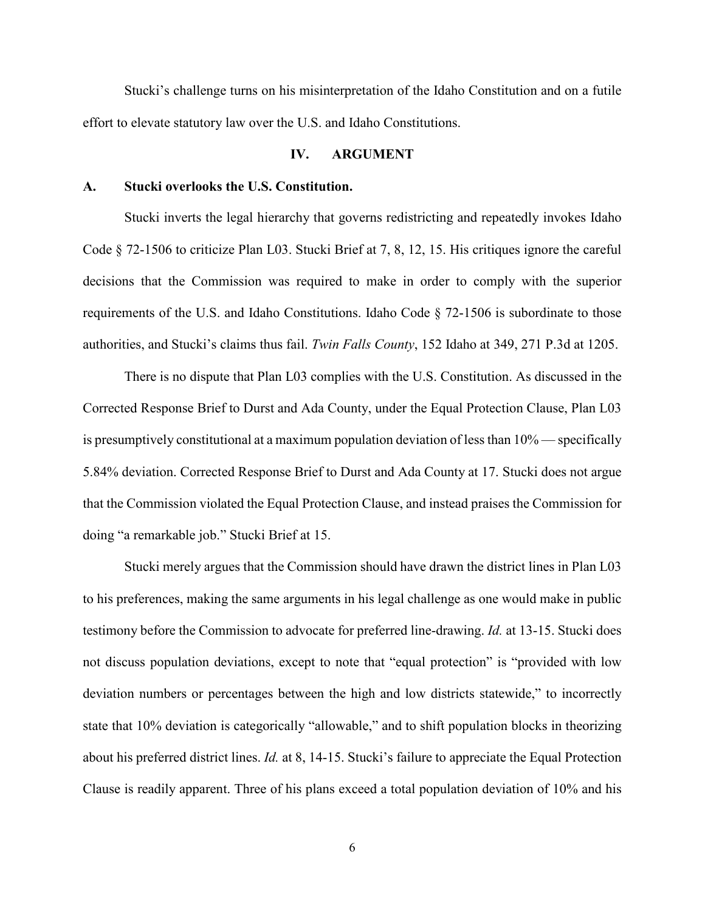Stucki's challenge turns on his misinterpretation of the Idaho Constitution and on a futile effort to elevate statutory law over the U.S. and Idaho Constitutions.

## IV. ARGUMENT

### A. Stucki overlooks the U.S. Constitution.

Stucki inverts the legal hierarchy that governs redistricting and repeatedly invokes Idaho Code § 72-1506 to criticize Plan L03. Stucki Brief at 7, 8, 12, 15. His critiques ignore the careful decisions that the Commission was required to make in order to comply with the superior requirements of the U.S. and Idaho Constitutions. Idaho Code § 72-1506 is subordinate to those authorities, and Stucki's claims thus fail. *Twin Falls County*, 152 Idaho at 349, 271 P.3d at 1205.

There is no dispute that Plan L03 complies with the U.S. Constitution. As discussed in the Corrected Response Brief to Durst and Ada County, under the Equal Protection Clause, Plan L03 is presumptively constitutional at a maximum population deviation of less than 10% — specifically 5.84% deviation. Corrected Response Brief to Durst and Ada County at 17. Stucki does not argue that the Commission violated the Equal Protection Clause, and instead praises the Commission for doing "a remarkable job." Stucki Brief at 15.

Stucki merely argues that the Commission should have drawn the district lines in Plan L03 to his preferences, making the same arguments in his legal challenge as one would make in public testimony before the Commission to advocate for preferred line-drawing. *Id.* at 13-15. Stucki does not discuss population deviations, except to note that "equal protection" is "provided with low deviation numbers or percentages between the high and low districts statewide," to incorrectly state that 10% deviation is categorically "allowable," and to shift population blocks in theorizing about his preferred district lines. *Id.* at 8, 14-15. Stucki's failure to appreciate the Equal Protection Clause is readily apparent. Three of his plans exceed a total population deviation of 10% and his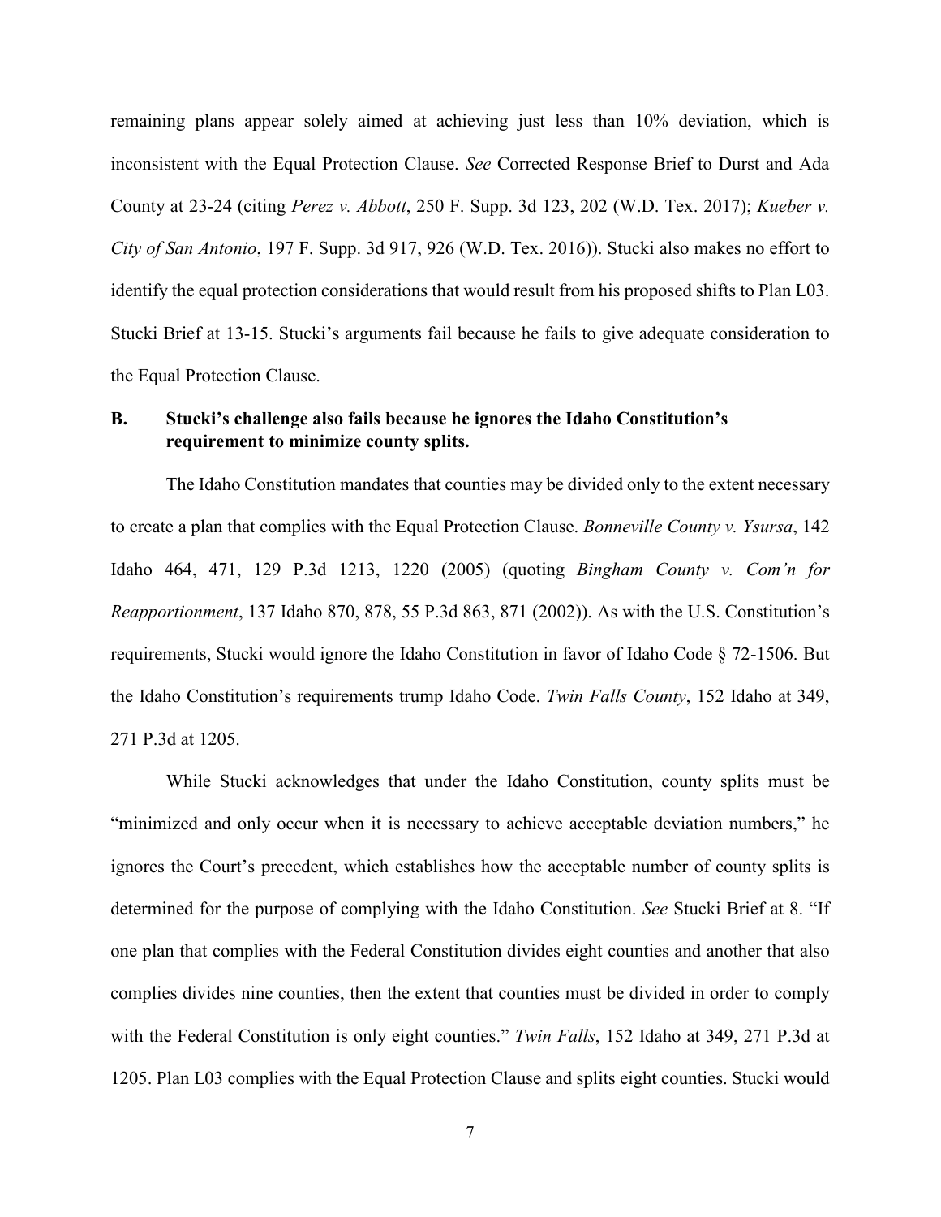remaining plans appear solely aimed at achieving just less than 10% deviation, which is inconsistent with the Equal Protection Clause. *See* Corrected Response Brief to Durst and Ada County at 23-24 (citing *Perez v. Abbott*, 250 F. Supp. 3d 123, 202 (W.D. Tex. 2017); *Kueber v. City of San Antonio*, 197 F. Supp. 3d 917, 926 (W.D. Tex. 2016)). Stucki also makes no effort to identify the equal protection considerations that would result from his proposed shifts to Plan L03. Stucki Brief at 13-15. Stucki's arguments fail because he fails to give adequate consideration to the Equal Protection Clause.

### B. Stucki's challenge also fails because he ignores the Idaho Constitution's requirement to minimize county splits.

The Idaho Constitution mandates that counties may be divided only to the extent necessary to create a plan that complies with the Equal Protection Clause. *Bonneville County v. Ysursa*, 142 Idaho 464, 471, 129 P.3d 1213, 1220 (2005) (quoting *Bingham County v. Com'n for Reapportionment*, 137 Idaho 870, 878, 55 P.3d 863, 871 (2002)). As with the U.S. Constitution's requirements, Stucki would ignore the Idaho Constitution in favor of Idaho Code § 72-1506. But the Idaho Constitution's requirements trump Idaho Code. *Twin Falls County*, 152 Idaho at 349, 271 P.3d at 1205.

While Stucki acknowledges that under the Idaho Constitution, county splits must be "minimized and only occur when it is necessary to achieve acceptable deviation numbers," he ignores the Court's precedent, which establishes how the acceptable number of county splits is determined for the purpose of complying with the Idaho Constitution. *See* Stucki Brief at 8. "If one plan that complies with the Federal Constitution divides eight counties and another that also complies divides nine counties, then the extent that counties must be divided in order to comply with the Federal Constitution is only eight counties." *Twin Falls*, 152 Idaho at 349, 271 P.3d at 1205. Plan L03 complies with the Equal Protection Clause and splits eight counties. Stucki would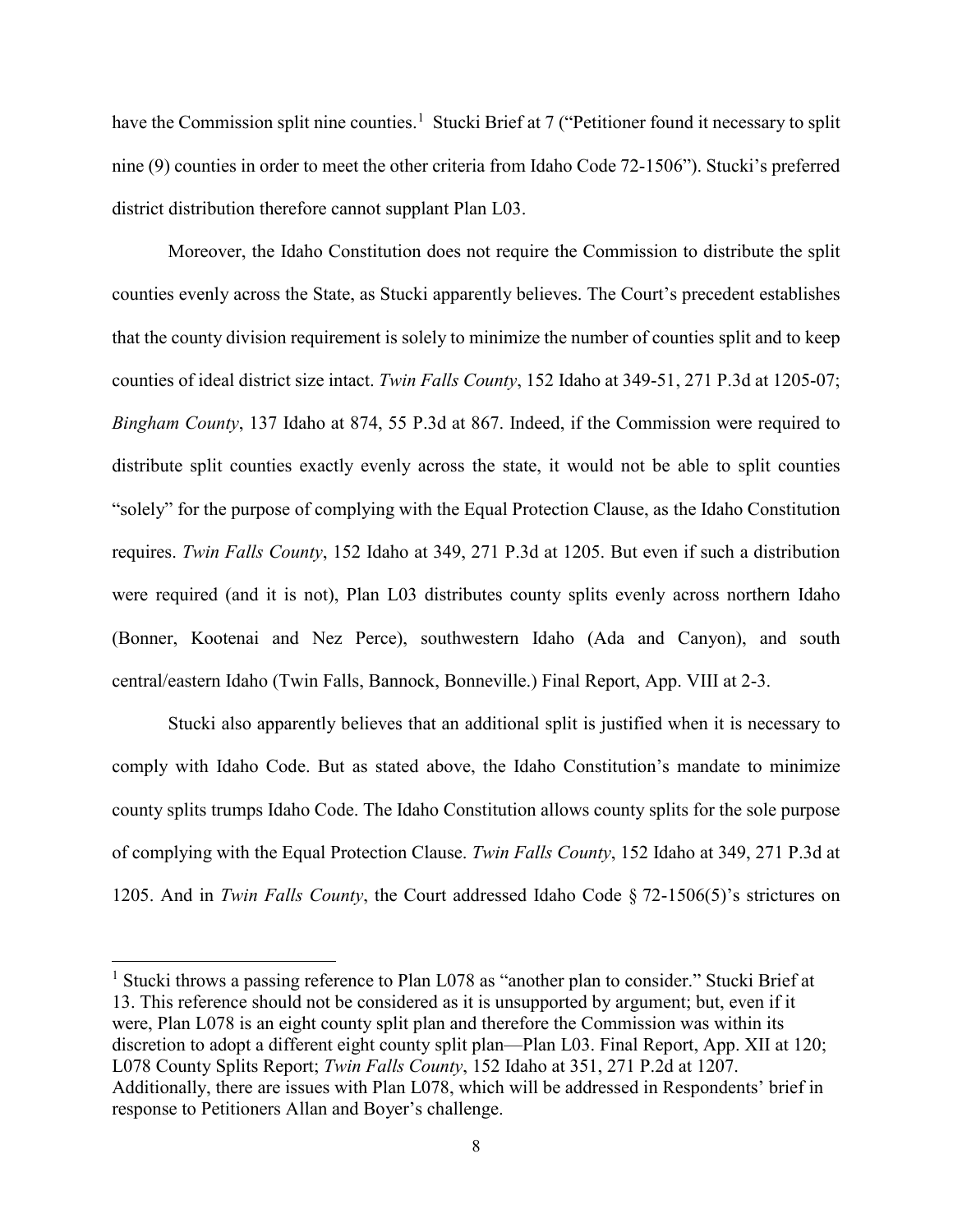have the Commission split nine counties.[1] Stucki Brief at 7 ("Petitioner found it necessary to split nine (9) counties in order to meet the other criteria from Idaho Code 72-1506"). Stucki's preferred district distribution therefore cannot supplant Plan L03.

Moreover, the Idaho Constitution does not require the Commission to distribute the split counties evenly across the State, as Stucki apparently believes. The Court's precedent establishes that the county division requirement is solely to minimize the number of counties split and to keep counties of ideal district size intact. *Twin Falls County*, 152 Idaho at 349-51, 271 P.3d at 1205-07; *Bingham County*, 137 Idaho at 874, 55 P.3d at 867. Indeed, if the Commission were required to distribute split counties exactly evenly across the state, it would not be able to split counties "solely" for the purpose of complying with the Equal Protection Clause, as the Idaho Constitution requires. *Twin Falls County*, 152 Idaho at 349, 271 P.3d at 1205. But even if such a distribution were required (and it is not), Plan L03 distributes county splits evenly across northern Idaho (Bonner, Kootenai and Nez Perce), southwestern Idaho (Ada and Canyon), and south central/eastern Idaho (Twin Falls, Bannock, Bonneville.) Final Report, App. VIII at 2-3.

Stucki also apparently believes that an additional split is justified when it is necessary to comply with Idaho Code. But as stated above, the Idaho Constitution's mandate to minimize county splits trumps Idaho Code. The Idaho Constitution allows county splits for the sole purpose of complying with the Equal Protection Clause. *Twin Falls County*, 152 Idaho at 349, 271 P.3d at 1205. And in *Twin Falls County*, the Court addressed Idaho Code § 72-1506(5)'s strictures on

---

[1] Stucki throws a passing reference to Plan L078 as "another plan to consider." Stucki Brief at 13. This reference should not be considered as it is unsupported by argument; but, even if it were, Plan L078 is an eight county split plan and therefore the Commission was within its discretion to adopt a different eight county split plan—Plan L03. Final Report, App. XII at 120; L078 County Splits Report; *Twin Falls County*, 152 Idaho at 351, 271 P.2d at 1207. Additionally, there are issues with Plan L078, which will be addressed in Respondents' brief in response to Petitioners Allan and Boyer's challenge.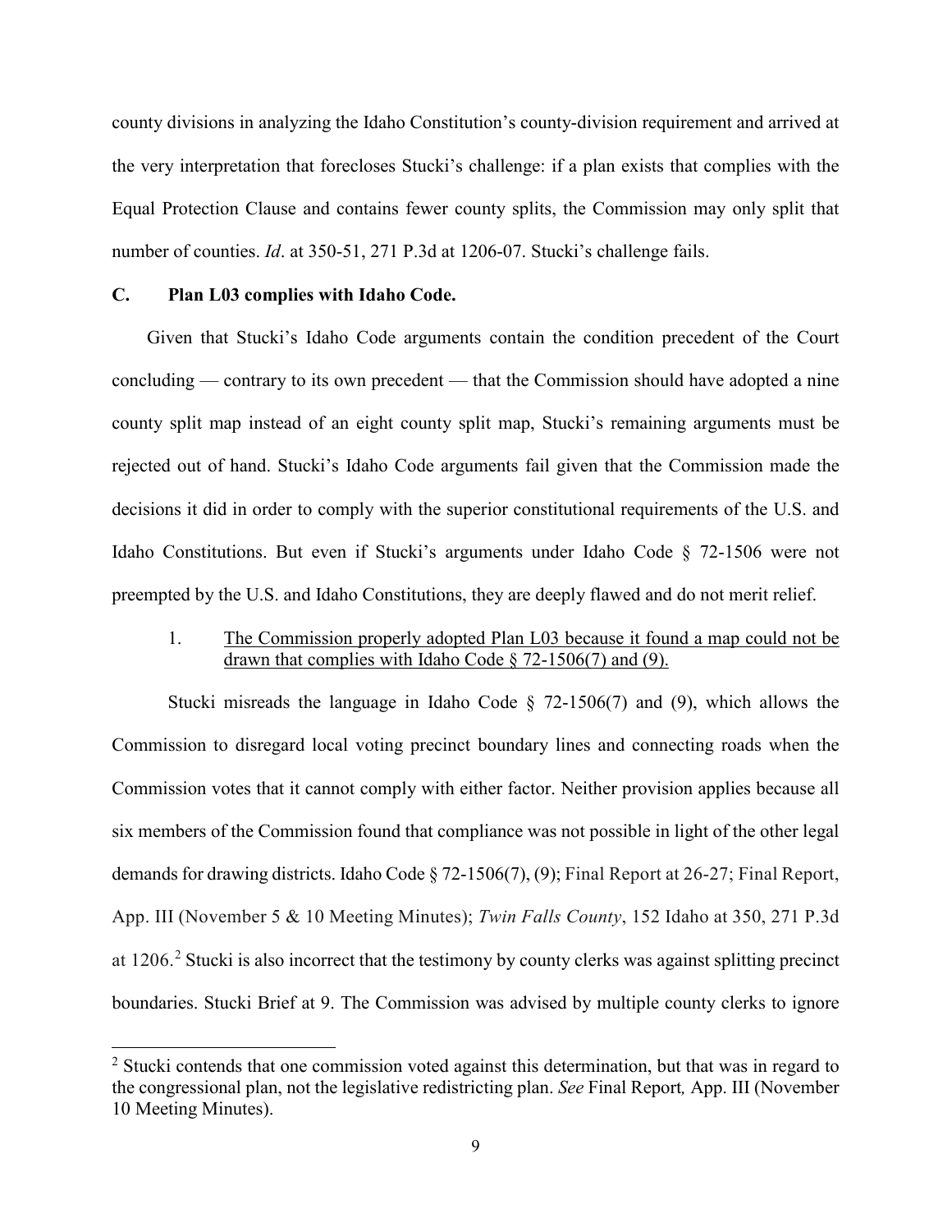county divisions in analyzing the Idaho Constitution's county-division requirement and arrived at the very interpretation that forecloses Stucki's challenge: if a plan exists that complies with the Equal Protection Clause and contains fewer county splits, the Commission may only split that number of counties. *Id*. at 350-51, 271 P.3d at 1206-07. Stucki's challenge fails.

### C. Plan L03 complies with Idaho Code.

Given that Stucki's Idaho Code arguments contain the condition precedent of the Court concluding — contrary to its own precedent — that the Commission should have adopted a nine county split map instead of an eight county split map, Stucki's remaining arguments must be rejected out of hand. Stucki's Idaho Code arguments fail given that the Commission made the decisions it did in order to comply with the superior constitutional requirements of the U.S. and Idaho Constitutions. But even if Stucki's arguments under Idaho Code § 72-1506 were not preempted by the U.S. and Idaho Constitutions, they are deeply flawed and do not merit relief.

#### 1. The Commission properly adopted Plan L03 because it found a map could not be drawn that complies with Idaho Code § 72-1506(7) and (9).

Stucki misreads the language in Idaho Code § 72-1506(7) and (9), which allows the Commission to disregard local voting precinct boundary lines and connecting roads when the Commission votes that it cannot comply with either factor. Neither provision applies because all six members of the Commission found that compliance was not possible in light of the other legal demands for drawing districts. Idaho Code § 72-1506(7), (9); Final Report at 26-27; Final Report, App. III (November 5 & 10 Meeting Minutes); *Twin Falls County*, 152 Idaho at 350, 271 P.3d at 1206.[2] Stucki is also incorrect that the testimony by county clerks was against splitting precinct boundaries. Stucki Brief at 9. The Commission was advised by multiple county clerks to ignore

---

[2] Stucki contends that one commission voted against this determination, but that was in regard to the congressional plan, not the legislative redistricting plan. *See* Final Report*,* App. III (November 10 Meeting Minutes).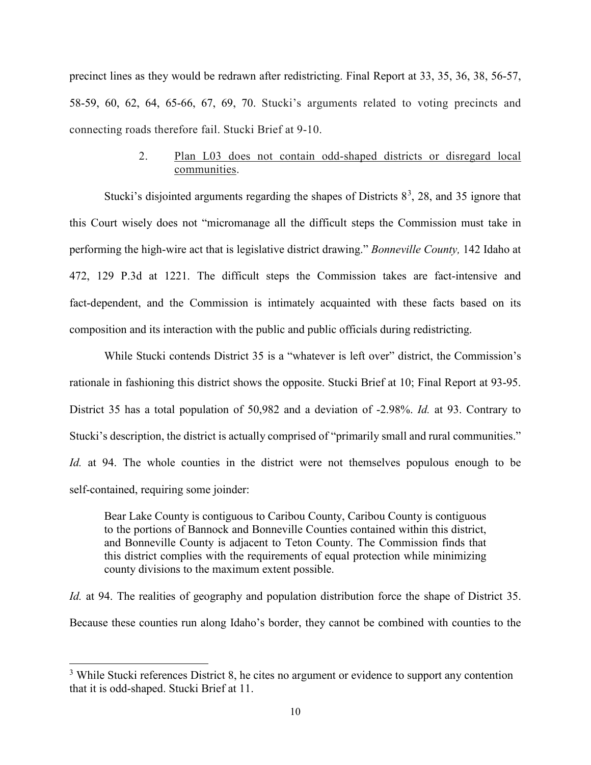precinct lines as they would be redrawn after redistricting. Final Report at 33, 35, 36, 38, 56-57, 58-59, 60, 62, 64, 65-66, 67, 69, 70. Stucki's arguments related to voting precincts and connecting roads therefore fail. Stucki Brief at 9-10.

2. <u>Plan L03 does not contain odd-shaped districts or disregard local communities</u>.

Stucki's disjointed arguments regarding the shapes of Districts 8[3], 28, and 35 ignore that this Court wisely does not "micromanage all the difficult steps the Commission must take in performing the high-wire act that is legislative district drawing." *Bonneville County,* 142 Idaho at 472, 129 P.3d at 1221. The difficult steps the Commission takes are fact-intensive and fact-dependent, and the Commission is intimately acquainted with these facts based on its composition and its interaction with the public and public officials during redistricting.

While Stucki contends District 35 is a "whatever is left over" district, the Commission's rationale in fashioning this district shows the opposite. Stucki Brief at 10; Final Report at 93-95. District 35 has a total population of 50,982 and a deviation of -2.98%. *Id.* at 93. Contrary to Stucki's description, the district is actually comprised of "primarily small and rural communities." *Id.* at 94. The whole counties in the district were not themselves populous enough to be self-contained, requiring some joinder:

> Bear Lake County is contiguous to Caribou County, Caribou County is contiguous to the portions of Bannock and Bonneville Counties contained within this district, and Bonneville County is adjacent to Teton County. The Commission finds that this district complies with the requirements of equal protection while minimizing county divisions to the maximum extent possible.

*Id.* at 94. The realities of geography and population distribution force the shape of District 35. Because these counties run along Idaho's border, they cannot be combined with counties to the

[3] While Stucki references District 8, he cites no argument or evidence to support any contention that it is odd-shaped. Stucki Brief at 11.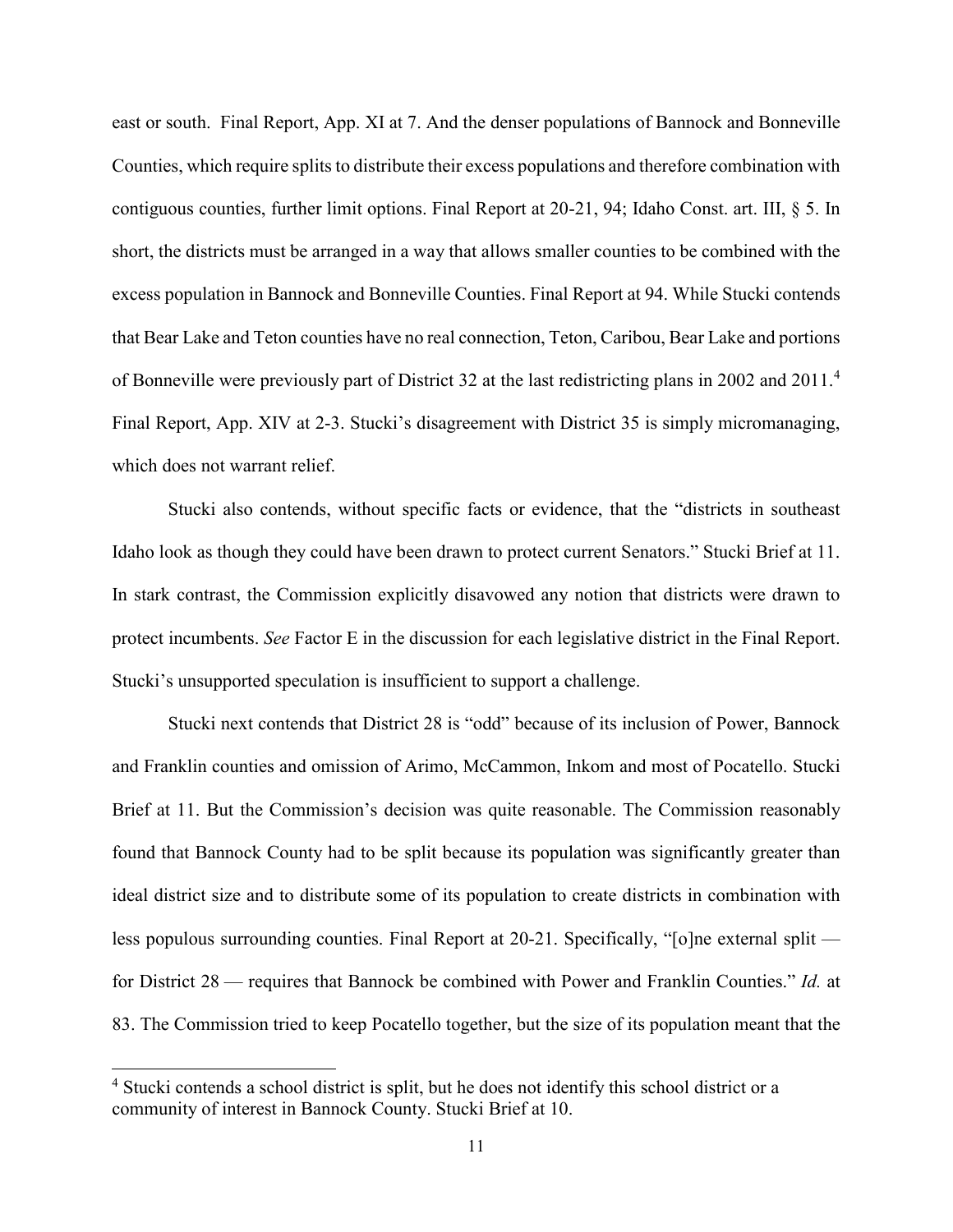east or south. Final Report, App. XI at 7. And the denser populations of Bannock and Bonneville Counties, which require splits to distribute their excess populations and therefore combination with contiguous counties, further limit options. Final Report at 20-21, 94; Idaho Const. art. III, § 5. In short, the districts must be arranged in a way that allows smaller counties to be combined with the excess population in Bannock and Bonneville Counties. Final Report at 94. While Stucki contends that Bear Lake and Teton counties have no real connection, Teton, Caribou, Bear Lake and portions of Bonneville were previously part of District 32 at the last redistricting plans in 2002 and 2011.[4] Final Report, App. XIV at 2-3. Stucki's disagreement with District 35 is simply micromanaging, which does not warrant relief.

Stucki also contends, without specific facts or evidence, that the "districts in southeast Idaho look as though they could have been drawn to protect current Senators." Stucki Brief at 11. In stark contrast, the Commission explicitly disavowed any notion that districts were drawn to protect incumbents. *See* Factor E in the discussion for each legislative district in the Final Report. Stucki's unsupported speculation is insufficient to support a challenge.

Stucki next contends that District 28 is "odd" because of its inclusion of Power, Bannock and Franklin counties and omission of Arimo, McCammon, Inkom and most of Pocatello. Stucki Brief at 11. But the Commission's decision was quite reasonable. The Commission reasonably found that Bannock County had to be split because its population was significantly greater than ideal district size and to distribute some of its population to create districts in combination with less populous surrounding counties. Final Report at 20-21. Specifically, "[o]ne external split — for District 28 — requires that Bannock be combined with Power and Franklin Counties." *Id.* at 83. The Commission tried to keep Pocatello together, but the size of its population meant that the

[4] Stucki contends a school district is split, but he does not identify this school district or a community of interest in Bannock County. Stucki Brief at 10.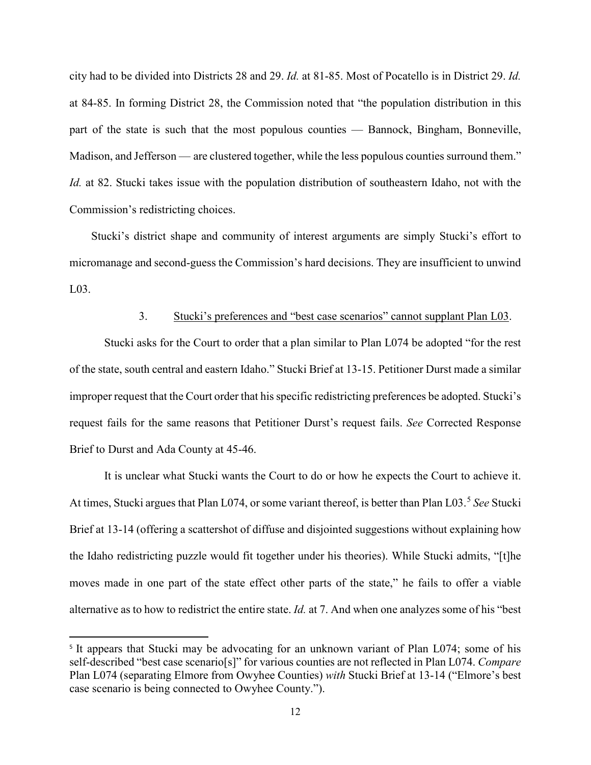city had to be divided into Districts 28 and 29. *Id.* at 81-85. Most of Pocatello is in District 29. *Id.* at 84-85. In forming District 28, the Commission noted that "the population distribution in this part of the state is such that the most populous counties — Bannock, Bingham, Bonneville, Madison, and Jefferson — are clustered together, while the less populous counties surround them." *Id.* at 82. Stucki takes issue with the population distribution of southeastern Idaho, not with the Commission's redistricting choices.

Stucki's district shape and community of interest arguments are simply Stucki's effort to micromanage and second-guess the Commission's hard decisions. They are insufficient to unwind L03.

3. Stucki's preferences and "best case scenarios" cannot supplant Plan L03.

Stucki asks for the Court to order that a plan similar to Plan L074 be adopted "for the rest of the state, south central and eastern Idaho." Stucki Brief at 13-15. Petitioner Durst made a similar improper request that the Court order that his specific redistricting preferences be adopted. Stucki's request fails for the same reasons that Petitioner Durst's request fails. *See* Corrected Response Brief to Durst and Ada County at 45-46.

It is unclear what Stucki wants the Court to do or how he expects the Court to achieve it. At times, Stucki argues that Plan L074, or some variant thereof, is better than Plan L03.[5] *See* Stucki Brief at 13-14 (offering a scattershot of diffuse and disjointed suggestions without explaining how the Idaho redistricting puzzle would fit together under his theories). While Stucki admits, "[t]he moves made in one part of the state effect other parts of the state," he fails to offer a viable alternative as to how to redistrict the entire state. *Id.* at 7. And when one analyzes some of his "best

[5] It appears that Stucki may be advocating for an unknown variant of Plan L074; some of his self-described "best case scenario[s]" for various counties are not reflected in Plan L074. *Compare* Plan L074 (separating Elmore from Owyhee Counties) *with* Stucki Brief at 13-14 ("Elmore's best case scenario is being connected to Owyhee County.").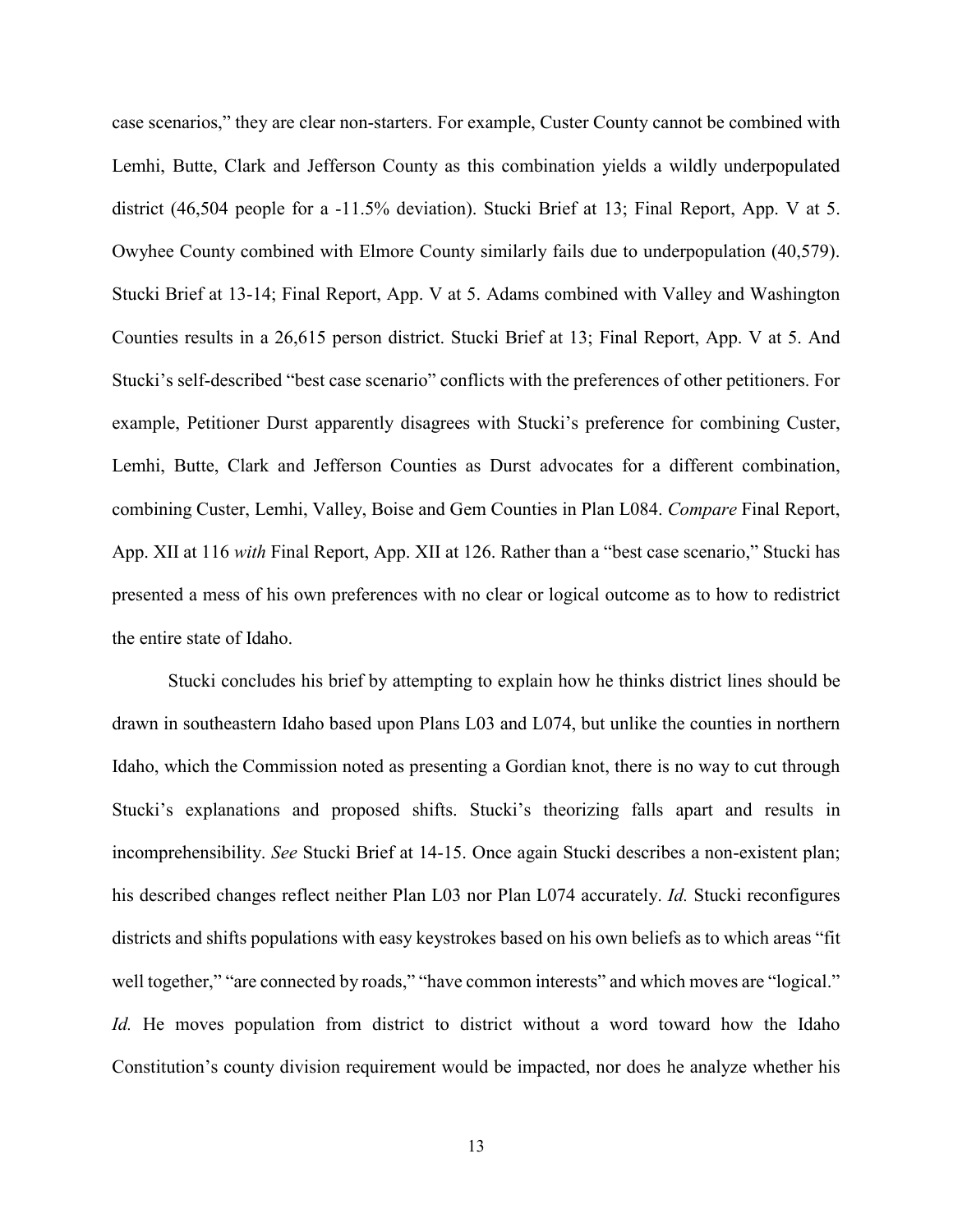case scenarios," they are clear non-starters. For example, Custer County cannot be combined with Lemhi, Butte, Clark and Jefferson County as this combination yields a wildly underpopulated district (46,504 people for a -11.5% deviation). Stucki Brief at 13; Final Report, App. V at 5. Owyhee County combined with Elmore County similarly fails due to underpopulation (40,579). Stucki Brief at 13-14; Final Report, App. V at 5. Adams combined with Valley and Washington Counties results in a 26,615 person district. Stucki Brief at 13; Final Report, App. V at 5. And Stucki's self-described "best case scenario" conflicts with the preferences of other petitioners. For example, Petitioner Durst apparently disagrees with Stucki's preference for combining Custer, Lemhi, Butte, Clark and Jefferson Counties as Durst advocates for a different combination, combining Custer, Lemhi, Valley, Boise and Gem Counties in Plan L084. *Compare* Final Report, App. XII at 116 *with* Final Report, App. XII at 126. Rather than a "best case scenario," Stucki has presented a mess of his own preferences with no clear or logical outcome as to how to redistrict the entire state of Idaho.

Stucki concludes his brief by attempting to explain how he thinks district lines should be drawn in southeastern Idaho based upon Plans L03 and L074, but unlike the counties in northern Idaho, which the Commission noted as presenting a Gordian knot, there is no way to cut through Stucki's explanations and proposed shifts. Stucki's theorizing falls apart and results in incomprehensibility. *See* Stucki Brief at 14-15. Once again Stucki describes a non-existent plan; his described changes reflect neither Plan L03 nor Plan L074 accurately. *Id.* Stucki reconfigures districts and shifts populations with easy keystrokes based on his own beliefs as to which areas "fit well together," "are connected by roads," "have common interests" and which moves are "logical." *Id.* He moves population from district to district without a word toward how the Idaho Constitution's county division requirement would be impacted, nor does he analyze whether his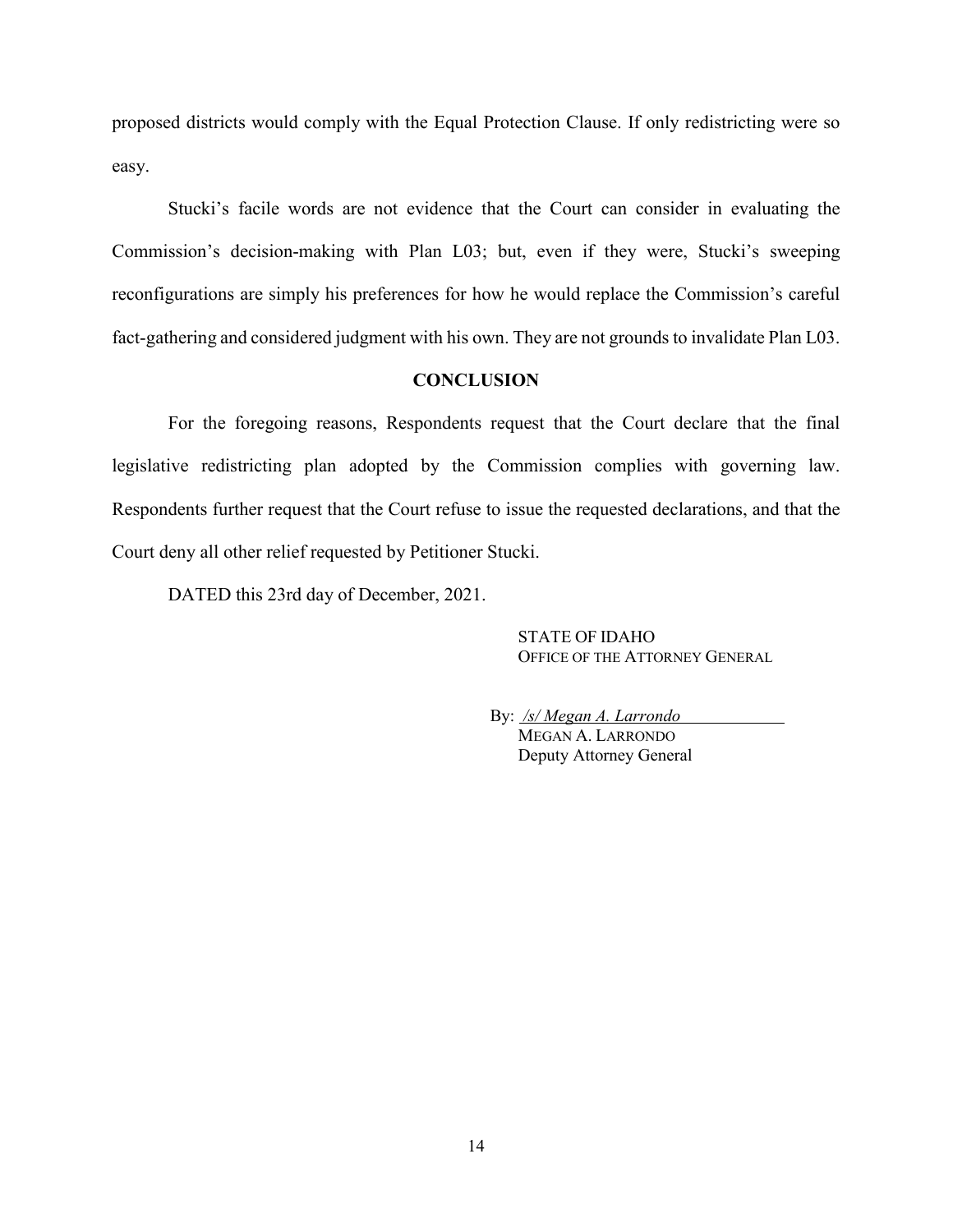proposed districts would comply with the Equal Protection Clause. If only redistricting were so easy.

Stucki's facile words are not evidence that the Court can consider in evaluating the Commission's decision-making with Plan L03; but, even if they were, Stucki's sweeping reconfigurations are simply his preferences for how he would replace the Commission's careful fact-gathering and considered judgment with his own. They are not grounds to invalidate Plan L03.

## CONCLUSION

For the foregoing reasons, Respondents request that the Court declare that the final legislative redistricting plan adopted by the Commission complies with governing law. Respondents further request that the Court refuse to issue the requested declarations, and that the Court deny all other relief requested by Petitioner Stucki.

DATED this 23rd day of December, 2021.

STATE OF IDAHO
OFFICE OF THE ATTORNEY GENERAL

By: */s/ Megan A. Larrondo*
MEGAN A. LARRONDO
Deputy Attorney General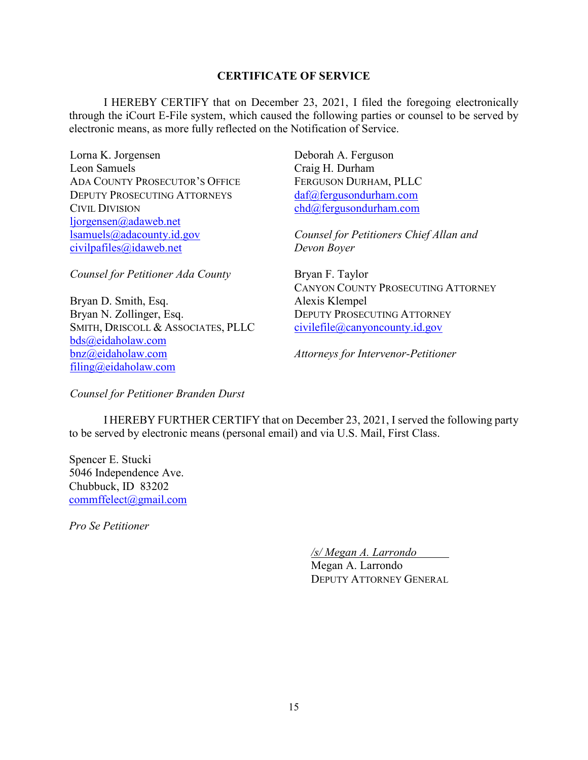**CERTIFICATE OF SERVICE**

I HEREBY CERTIFY that on December 23, 2021, I filed the foregoing electronically through the iCourt E-File system, which caused the following parties or counsel to be served by electronic means, as more fully reflected on the Notification of Service.

Lorna K. Jorgensen
Leon Samuels
ADA COUNTY PROSECUTOR'S OFFICE
DEPUTY PROSECUTING ATTORNEYS
CIVIL DIVISION
ljorgensen@adaweb.net
lsamuels@adacounty.id.gov
civilpafiles@idaweb.net

*Counsel for Petitioner Ada County*

Bryan D. Smith, Esq.
Bryan N. Zollinger, Esq.
SMITH, DRISCOLL & ASSOCIATES, PLLC
bds@eidaholaw.com
bnz@eidaholaw.com
filing@eidaholaw.com

*Counsel for Petitioner Branden Durst*

Deborah A. Ferguson
Craig H. Durham
FERGUSON DURHAM, PLLC
daf@fergusondurham.com
chd@fergusondurham.com

*Counsel for Petitioners Chief Allan and Devon Boyer*

Bryan F. Taylor
CANYON COUNTY PROSECUTING ATTORNEY
Alexis Klempel
DEPUTY PROSECUTING ATTORNEY
civilefile@canyoncounty.id.gov

*Attorneys for Intervenor-Petitioner*

I HEREBY FURTHER CERTIFY that on December 23, 2021, I served the following party to be served by electronic means (personal email) and via U.S. Mail, First Class.

Spencer E. Stucki
5046 Independence Ave.
Chubbuck, ID 83202
commffelect@gmail.com

*Pro Se Petitioner*

*/s/ Megan A. Larrondo*
Megan A. Larrondo
DEPUTY ATTORNEY GENERAL